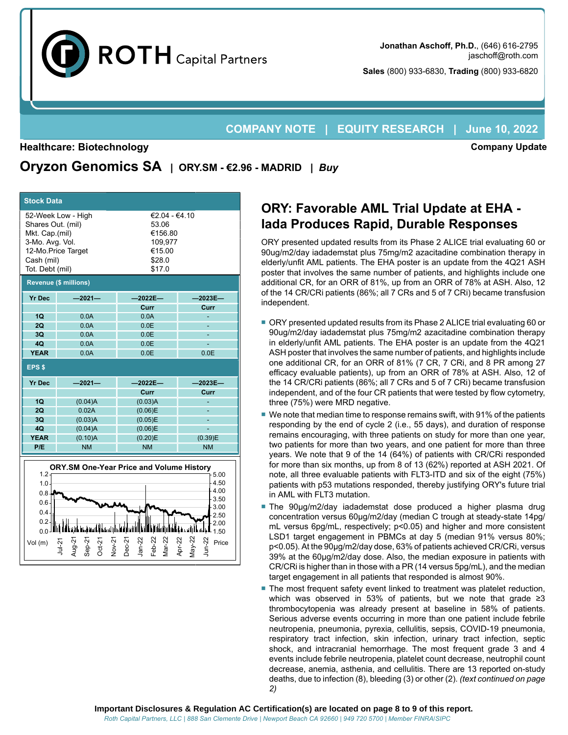ROTH Capital Partners

**Jonathan Aschoff, Ph.D.**, (646) 616-2795
jaschoff@roth.com

**Sales** (800) 933-6830, **Trading** (800) 933-6820

**COMPANY NOTE | EQUITY RESEARCH | June 10, 2022**

**Healthcare: Biotechnology** — **Company Update**

# Oryzon Genomics SA | ORY.SM - €2.96 - MADRID | *Buy*

| Stock Data | |
|---|---|
| 52-Week Low - High | €2.04 - €4.10 |
| Shares Out. (mil) | 53.06 |
| Mkt. Cap.(mil) | €156.80 |
| 3-Mo. Avg. Vol. | 109,977 |
| 12-Mo.Price Target | €15.00 |
| Cash (mil) | €28.0 |
| Tot. Debt (mil) | $17.0 |

**Revenue ($ millions)**

| Yr Dec | —2021— | —2022E— | —2023E— |
|---|---|---|---|
| | | Curr | Curr |
| 1Q | 0.0A | 0.0A | - |
| 2Q | 0.0A | 0.0E | - |
| 3Q | 0.0A | 0.0E | - |
| 4Q | 0.0A | 0.0E | - |
| YEAR | 0.0A | 0.0E | 0.0E |

**EPS $**

| Yr Dec | —2021— | —2022E— | —2023E— |
|---|---|---|---|
| | | Curr | Curr |
| 1Q | (0.04)A | (0.03)A | - |
| 2Q | 0.02A | (0.06)E | - |
| 3Q | (0.03)A | (0.05)E | - |
| 4Q | (0.04)A | (0.06)E | - |
| YEAR | (0.10)A | (0.20)E | (0.39)E |
| P/E | NM | NM | NM |

ORY.SM One-Year Price and Volume History

## ORY: Favorable AML Trial Update at EHA - Iada Produces Rapid, Durable Responses

ORY presented updated results from its Phase 2 ALICE trial evaluating 60 or 90ug/m2/day iadademstat plus 75mg/m2 azacitadine combination therapy in elderly/unfit AML patients. The EHA poster is an update from the 4Q21 ASH poster that involves the same number of patients, and highlights include one additional CR, for an ORR of 81%, up from an ORR of 78% at ASH. Also, 12 of the 14 CR/CRi patients (86%; all 7 CRs and 5 of 7 CRi) became transfusion independent.

- ORY presented updated results from its Phase 2 ALICE trial evaluating 60 or 90ug/m2/day iadademstat plus 75mg/m2 azacitadine combination therapy in elderly/unfit AML patients. The EHA poster is an update from the 4Q21 ASH poster that involves the same number of patients, and highlights include one additional CR, for an ORR of 81% (7 CR, 7 CRi, and 8 PR among 27 efficacy evaluable patients), up from an ORR of 78% at ASH. Also, 12 of the 14 CR/CRi patients (86%; all 7 CRs and 5 of 7 CRi) became transfusion independent, and of the four CR patients that were tested by flow cytometry, three (75%) were MRD negative.
- We note that median time to response remains swift, with 91% of the patients responding by the end of cycle 2 (i.e., 55 days), and duration of response remains encouraging, with three patients on study for more than one year, two patients for more than two years, and one patient for more than three years. We note that 9 of the 14 (64%) of patients with CR/CRi responded for more than six months, up from 8 of 13 (62%) reported at ASH 2021. Of note, all three evaluable patients with FLT3-ITD and six of the eight (75%) patients with p53 mutations responded, thereby justifying ORY's future trial in AML with FLT3 mutation.
- The 90μg/m2/day iadademstat dose produced a higher plasma drug concentration versus 60μg/m2/day (median C trough at steady-state 14pg/mL versus 6pg/mL, respectively; $p<0.05$) and higher and more consistent LSD1 target engagement in PBMCs at day 5 (median 91% versus 80%; $p<0.05$). At the 90μg/m2/day dose, 63% of patients achieved CR/CRi, versus 39% at the 60μg/m2/day dose. Also, the median exposure in patients with CR/CRi is higher than in those with a PR (14 versus 5pg/mL), and the median target engagement in all patients that responded is almost 90%.
- The most frequent safety event linked to treatment was platelet reduction, which was observed in 53% of patients, but we note that grade ≥3 thrombocytopenia was already present at baseline in 58% of patients. Serious adverse events occurring in more than one patient include febrile neutropenia, pneumonia, pyrexia, cellulitis, sepsis, COVID-19 pneumonia, respiratory tract infection, skin infection, urinary tract infection, septic shock, and intracranial hemorrhage. The most frequent grade 3 and 4 events include febrile neutropenia, platelet count decrease, neutrophil count decrease, anemia, asthenia, and cellulitis. There are 13 reported on-study deaths, due to infection (8), bleeding (3) or other (2). *(text continued on page 2)*

**Important Disclosures & Regulation AC Certification(s) are located on page 8 to 9 of this report.**

*Roth Capital Partners, LLC | 888 San Clemente Drive | Newport Beach CA 92660 | 949 720 5700 | Member FINRA/SIPC*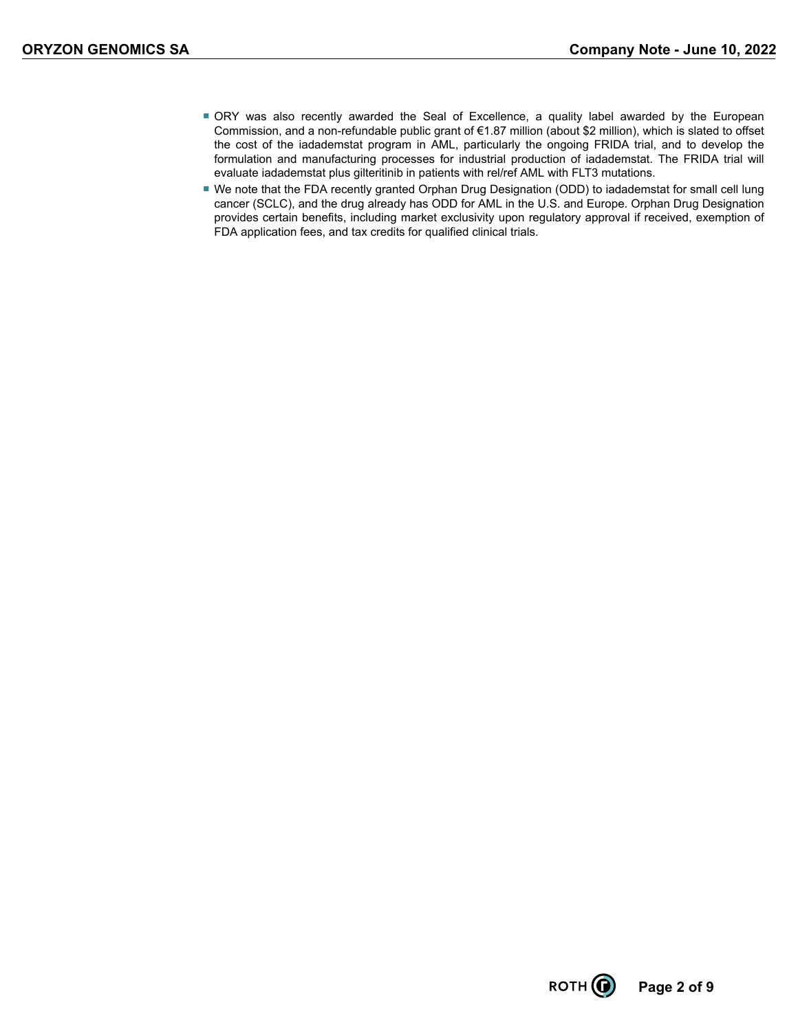- ORY was also recently awarded the Seal of Excellence, a quality label awarded by the European Commission, and a non-refundable public grant of €1.87 million (about $2 million), which is slated to offset the cost of the iadademstat program in AML, particularly the ongoing FRIDA trial, and to develop the formulation and manufacturing processes for industrial production of iadademstat. The FRIDA trial will evaluate iadademstat plus gilteritinib in patients with rel/ref AML with FLT3 mutations.
- We note that the FDA recently granted Orphan Drug Designation (ODD) to iadademstat for small cell lung cancer (SCLC), and the drug already has ODD for AML in the U.S. and Europe. Orphan Drug Designation provides certain benefits, including market exclusivity upon regulatory approval if received, exemption of FDA application fees, and tax credits for qualified clinical trials.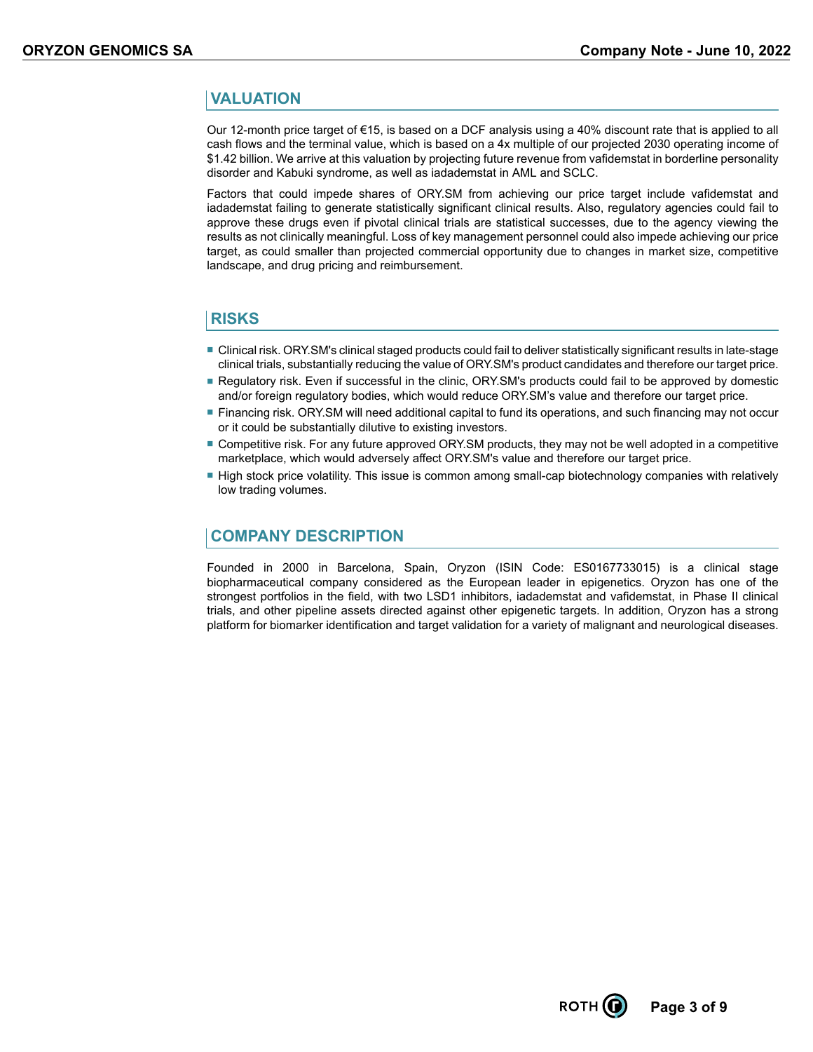## VALUATION

Our 12-month price target of €15, is based on a DCF analysis using a 40% discount rate that is applied to all cash flows and the terminal value, which is based on a 4x multiple of our projected 2030 operating income of $1.42 billion. We arrive at this valuation by projecting future revenue from vafidemstat in borderline personality disorder and Kabuki syndrome, as well as iadademstat in AML and SCLC.

Factors that could impede shares of ORY.SM from achieving our price target include vafidemstat and iadademstat failing to generate statistically significant clinical results. Also, regulatory agencies could fail to approve these drugs even if pivotal clinical trials are statistical successes, due to the agency viewing the results as not clinically meaningful. Loss of key management personnel could also impede achieving our price target, as could smaller than projected commercial opportunity due to changes in market size, competitive landscape, and drug pricing and reimbursement.

## RISKS

- Clinical risk. ORY.SM's clinical staged products could fail to deliver statistically significant results in late-stage clinical trials, substantially reducing the value of ORY.SM's product candidates and therefore our target price.
- Regulatory risk. Even if successful in the clinic, ORY.SM's products could fail to be approved by domestic and/or foreign regulatory bodies, which would reduce ORY.SM's value and therefore our target price.
- Financing risk. ORY.SM will need additional capital to fund its operations, and such financing may not occur or it could be substantially dilutive to existing investors.
- Competitive risk. For any future approved ORY.SM products, they may not be well adopted in a competitive marketplace, which would adversely affect ORY.SM's value and therefore our target price.
- High stock price volatility. This issue is common among small-cap biotechnology companies with relatively low trading volumes.

## COMPANY DESCRIPTION

Founded in 2000 in Barcelona, Spain, Oryzon (ISIN Code: ES0167733015) is a clinical stage biopharmaceutical company considered as the European leader in epigenetics. Oryzon has one of the strongest portfolios in the field, with two LSD1 inhibitors, iadademstat and vafidemstat, in Phase II clinical trials, and other pipeline assets directed against other epigenetic targets. In addition, Oryzon has a strong platform for biomarker identification and target validation for a variety of malignant and neurological diseases.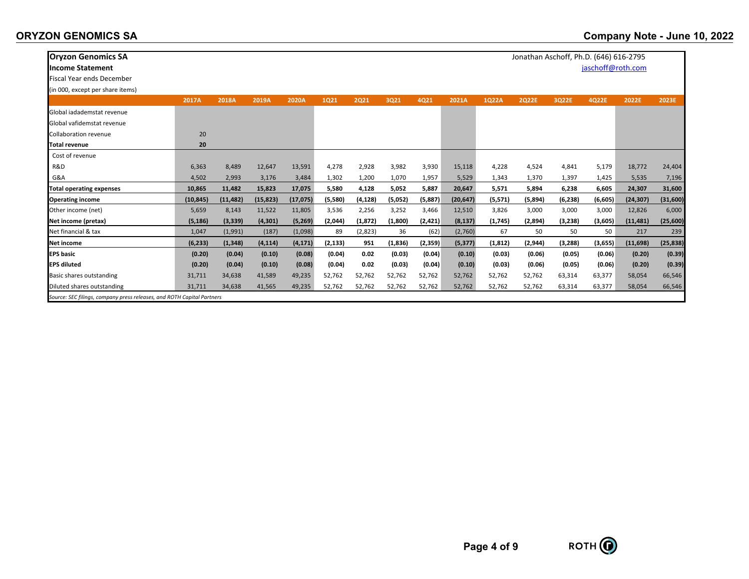**Oryzon Genomics SA**
**Income Statement**
Fiscal Year ends December
(in 000, except per share items)

Jonathan Aschoff, Ph.D. (646) 616-2795
jaschoff@roth.com

| | 2017A | 2018A | 2019A | 2020A | 1Q21 | 2Q21 | 3Q21 | 4Q21 | 2021A | 1Q22A | 2Q22E | 3Q22E | 4Q22E | 2022E | 2023E |
|---|---|---|---|---|---|---|---|---|---|---|---|---|---|---|---|
| Global iadademstat revenue | | | | | | | | | | | | | | | |
| Global vafidemstat revenue | | | | | | | | | | | | | | | |
| Collaboration revenue | 20 | | | | | | | | | | | | | | |
| **Total revenue** | **20** | | | | | | | | | | | | | | |
| Cost of revenue | | | | | | | | | | | | | | | |
| R&D | 6,363 | 8,489 | 12,647 | 13,591 | 4,278 | 2,928 | 3,982 | 3,930 | 15,118 | 4,228 | 4,524 | 4,841 | 5,179 | 18,772 | 24,404 |
| G&A | 4,502 | 2,993 | 3,176 | 3,484 | 1,302 | 1,200 | 1,070 | 1,957 | 5,529 | 1,343 | 1,370 | 1,397 | 1,425 | 5,535 | 7,196 |
| **Total operating expenses** | **10,865** | **11,482** | **15,823** | **17,075** | **5,580** | **4,128** | **5,052** | **5,887** | **20,647** | **5,571** | **5,894** | **6,238** | **6,605** | **24,307** | **31,600** |
| **Operating income** | **(10,845)** | **(11,482)** | **(15,823)** | **(17,075)** | **(5,580)** | **(4,128)** | **(5,052)** | **(5,887)** | **(20,647)** | **(5,571)** | **(5,894)** | **(6,238)** | **(6,605)** | **(24,307)** | **(31,600)** |
| Other income (net) | 5,659 | 8,143 | 11,522 | 11,805 | 3,536 | 2,256 | 3,252 | 3,466 | 12,510 | 3,826 | 3,000 | 3,000 | 3,000 | 12,826 | 6,000 |
| **Net income (pretax)** | **(5,186)** | **(3,339)** | **(4,301)** | **(5,269)** | **(2,044)** | **(1,872)** | **(1,800)** | **(2,421)** | **(8,137)** | **(1,745)** | **(2,894)** | **(3,238)** | **(3,605)** | **(11,481)** | **(25,600)** |
| Net financial & tax | 1,047 | (1,991) | (187) | (1,098) | 89 | (2,823) | 36 | (62) | (2,760) | 67 | 50 | 50 | 50 | 217 | 239 |
| **Net income** | **(6,233)** | **(1,348)** | **(4,114)** | **(4,171)** | **(2,133)** | **951** | **(1,836)** | **(2,359)** | **(5,377)** | **(1,812)** | **(2,944)** | **(3,288)** | **(3,655)** | **(11,698)** | **(25,838)** |
| **EPS basic** | **(0.20)** | **(0.04)** | **(0.10)** | **(0.08)** | **(0.04)** | **0.02** | **(0.03)** | **(0.04)** | **(0.10)** | **(0.03)** | **(0.06)** | **(0.05)** | **(0.06)** | **(0.20)** | **(0.39)** |
| **EPS diluted** | **(0.20)** | **(0.04)** | **(0.10)** | **(0.08)** | **(0.04)** | **0.02** | **(0.03)** | **(0.04)** | **(0.10)** | **(0.03)** | **(0.06)** | **(0.05)** | **(0.06)** | **(0.20)** | **(0.39)** |
| Basic shares outstanding | 31,711 | 34,638 | 41,589 | 49,235 | 52,762 | 52,762 | 52,762 | 52,762 | 52,762 | 52,762 | 52,762 | 63,314 | 63,377 | 58,054 | 66,546 |
| Diluted shares outstanding | 31,711 | 34,638 | 41,565 | 49,235 | 52,762 | 52,762 | 52,762 | 52,762 | 52,762 | 52,762 | 52,762 | 63,314 | 63,377 | 58,054 | 66,546 |

*Source: SEC filings, company press releases, and ROTH Capital Partners*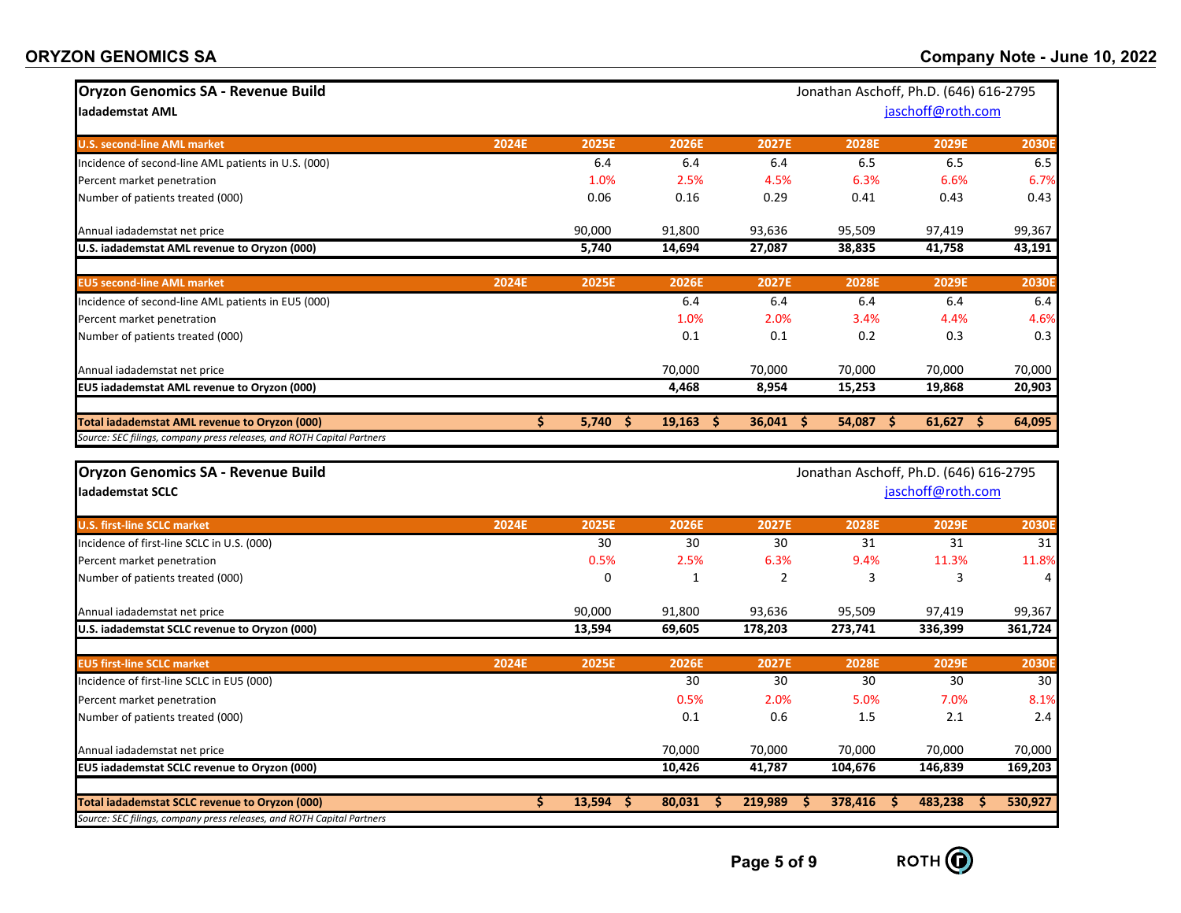## Oryzon Genomics SA - Revenue Build

**Iadademstat AML**

Jonathan Aschoff, Ph.D. (646) 616-2795
jaschoff@roth.com

| U.S. second-line AML market | 2024E | 2025E | 2026E | 2027E | 2028E | 2029E | 2030E |
|---|---|---|---|---|---|---|---|
| Incidence of second-line AML patients in U.S. (000) | | 6.4 | 6.4 | 6.4 | 6.5 | 6.5 | 6.5 |
| Percent market penetration | | 1.0% | 2.5% | 4.5% | 6.3% | 6.6% | 6.7% |
| Number of patients treated (000) | | 0.06 | 0.16 | 0.29 | 0.41 | 0.43 | 0.43 |
| | | | | | | | |
| Annual iadademstat net price | | 90,000 | 91,800 | 93,636 | 95,509 | 97,419 | 99,367 |
| **U.S. iadademstat AML revenue to Oryzon (000)** | | **5,740** | **14,694** | **27,087** | **38,835** | **41,758** | **43,191** |
| | | | | | | | |
| **EU5 second-line AML market** | **2024E** | **2025E** | **2026E** | **2027E** | **2028E** | **2029E** | **2030E** |
| Incidence of second-line AML patients in EU5 (000) | | | 6.4 | 6.4 | 6.4 | 6.4 | 6.4 |
| Percent market penetration | | | 1.0% | 2.0% | 3.4% | 4.4% | 4.6% |
| Number of patients treated (000) | | | 0.1 | 0.1 | 0.2 | 0.3 | 0.3 |
| | | | | | | | |
| Annual iadademstat net price | | | 70,000 | 70,000 | 70,000 | 70,000 | 70,000 |
| **EU5 iadademstat AML revenue to Oryzon (000)** | | | **4,468** | **8,954** | **15,253** | **19,868** | **20,903** |
| | | | | | | | |
| **Total iadademstat AML revenue to Oryzon (000)** | | **$ 5,740** | **$ 19,163** | **$ 36,041** | **$ 54,087** | **$ 61,627** | **$ 64,095** |

*Source: SEC filings, company press releases, and ROTH Capital Partners*

## Oryzon Genomics SA - Revenue Build

**Iadademstat SCLC**

Jonathan Aschoff, Ph.D. (646) 616-2795
jaschoff@roth.com

| U.S. first-line SCLC market | 2024E | 2025E | 2026E | 2027E | 2028E | 2029E | 2030E |
|---|---|---|---|---|---|---|---|
| Incidence of first-line SCLC in U.S. (000) | | 30 | 30 | 30 | 31 | 31 | 31 |
| Percent market penetration | | 0.5% | 2.5% | 6.3% | 9.4% | 11.3% | 11.8% |
| Number of patients treated (000) | | 0 | 1 | 2 | 3 | 3 | 4 |
| | | | | | | | |
| Annual iadademstat net price | | 90,000 | 91,800 | 93,636 | 95,509 | 97,419 | 99,367 |
| **U.S. iadademstat SCLC revenue to Oryzon (000)** | | **13,594** | **69,605** | **178,203** | **273,741** | **336,399** | **361,724** |
| | | | | | | | |
| **EU5 first-line SCLC market** | **2024E** | **2025E** | **2026E** | **2027E** | **2028E** | **2029E** | **2030E** |
| Incidence of first-line SCLC in EU5 (000) | | | 30 | 30 | 30 | 30 | 30 |
| Percent market penetration | | | 0.5% | 2.0% | 5.0% | 7.0% | 8.1% |
| Number of patients treated (000) | | | 0.1 | 0.6 | 1.5 | 2.1 | 2.4 |
| | | | | | | | |
| Annual iadademstat net price | | | 70,000 | 70,000 | 70,000 | 70,000 | 70,000 |
| **EU5 iadademstat SCLC revenue to Oryzon (000)** | | | **10,426** | **41,787** | **104,676** | **146,839** | **169,203** |
| | | | | | | | |
| **Total iadademstat SCLC revenue to Oryzon (000)** | | **$ 13,594** | **$ 80,031** | **$ 219,989** | **$ 378,416** | **$ 483,238** | **$ 530,927** |

*Source: SEC filings, company press releases, and ROTH Capital Partners*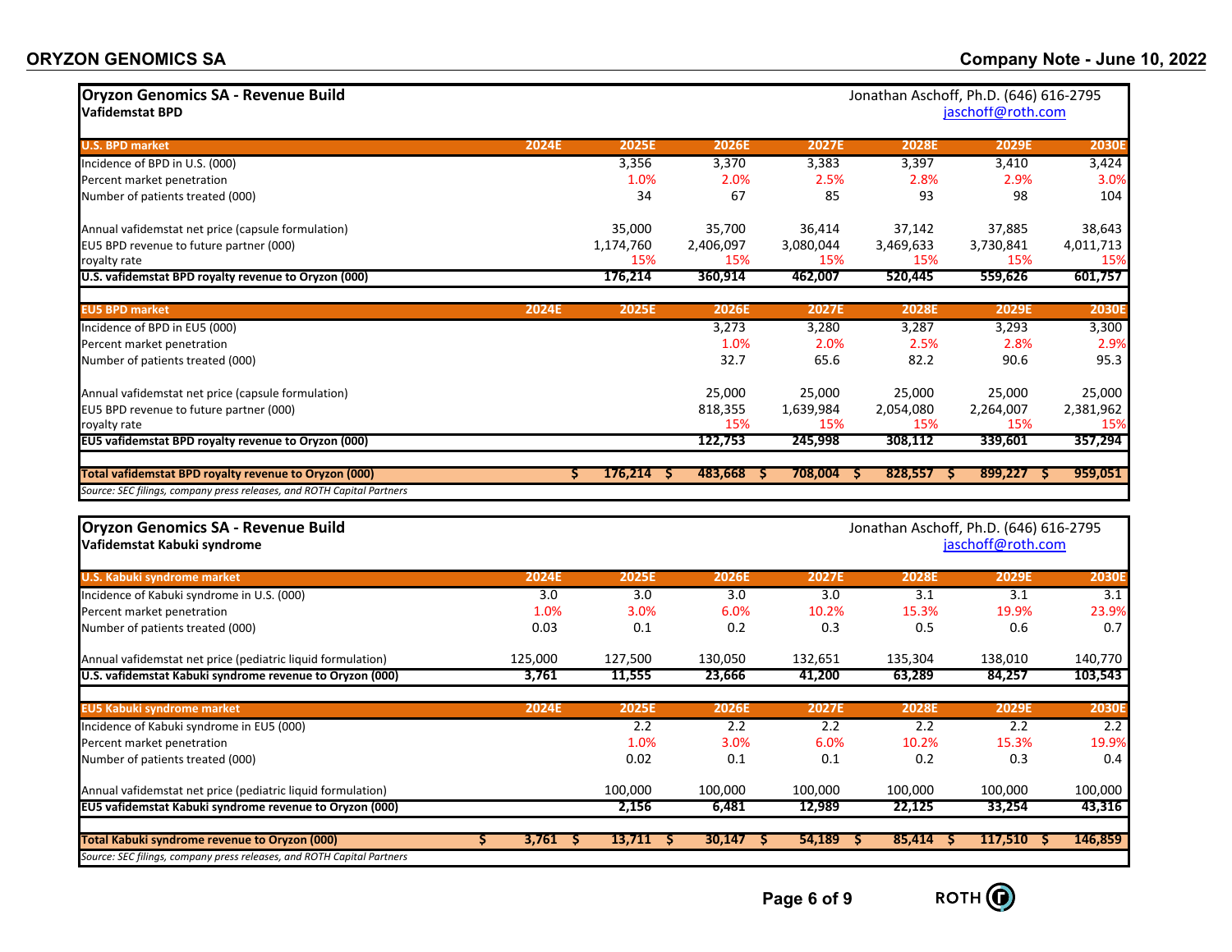## Oryzon Genomics SA - Revenue Build

### Vafidemstat BPD

Jonathan Aschoff, Ph.D. (646) 616-2795
jaschoff@roth.com

| U.S. BPD market | 2024E | 2025E | 2026E | 2027E | 2028E | 2029E | 2030E |
|---|---|---|---|---|---|---|---|
| Incidence of BPD in U.S. (000) | | 3,356 | 3,370 | 3,383 | 3,397 | 3,410 | 3,424 |
| Percent market penetration | | 1.0% | 2.0% | 2.5% | 2.8% | 2.9% | 3.0% |
| Number of patients treated (000) | | 34 | 67 | 85 | 93 | 98 | 104 |
| | | | | | | | |
| Annual vafidemstat net price (capsule formulation) | | 35,000 | 35,700 | 36,414 | 37,142 | 37,885 | 38,643 |
| EU5 BPD revenue to future partner (000) | | 1,174,760 | 2,406,097 | 3,080,044 | 3,469,633 | 3,730,841 | 4,011,713 |
| royalty rate | | 15% | 15% | 15% | 15% | 15% | 15% |
| **U.S. vafidemstat BPD royalty revenue to Oryzon (000)** | | **176,214** | **360,914** | **462,007** | **520,445** | **559,626** | **601,757** |

| EU5 BPD market | 2024E | 2025E | 2026E | 2027E | 2028E | 2029E | 2030E |
|---|---|---|---|---|---|---|---|
| Incidence of BPD in EU5 (000) | | | 3,273 | 3,280 | 3,287 | 3,293 | 3,300 |
| Percent market penetration | | | 1.0% | 2.0% | 2.5% | 2.8% | 2.9% |
| Number of patients treated (000) | | | 32.7 | 65.6 | 82.2 | 90.6 | 95.3 |
| | | | | | | | |
| Annual vafidemstat net price (capsule formulation) | | | 25,000 | 25,000 | 25,000 | 25,000 | 25,000 |
| EU5 BPD revenue to future partner (000) | | | 818,355 | 1,639,984 | 2,054,080 | 2,264,007 | 2,381,962 |
| royalty rate | | | 15% | 15% | 15% | 15% | 15% |
| **EU5 vafidemstat BPD royalty revenue to Oryzon (000)** | | | **122,753** | **245,998** | **308,112** | **339,601** | **357,294** |
| | | | | | | | |
| **Total vafidemstat BPD royalty revenue to Oryzon (000)** | | **$ 176,214** | **$ 483,668** | **$ 708,004** | **$ 828,557** | **$ 899,227** | **$ 959,051** |

*Source: SEC filings, company press releases, and ROTH Capital Partners*

## Oryzon Genomics SA - Revenue Build

### Vafidemstat Kabuki syndrome

Jonathan Aschoff, Ph.D. (646) 616-2795
jaschoff@roth.com

| U.S. Kabuki syndrome market | 2024E | 2025E | 2026E | 2027E | 2028E | 2029E | 2030E |
|---|---|---|---|---|---|---|---|
| Incidence of Kabuki syndrome in U.S. (000) | 3.0 | 3.0 | 3.0 | 3.0 | 3.1 | 3.1 | 3.1 |
| Percent market penetration | 1.0% | 3.0% | 6.0% | 10.2% | 15.3% | 19.9% | 23.9% |
| Number of patients treated (000) | 0.03 | 0.1 | 0.2 | 0.3 | 0.5 | 0.6 | 0.7 |
| | | | | | | | |
| Annual vafidemstat net price (pediatric liquid formulation) | 125,000 | 127,500 | 130,050 | 132,651 | 135,304 | 138,010 | 140,770 |
| **U.S. vafidemstat Kabuki syndrome revenue to Oryzon (000)** | **3,761** | **11,555** | **23,666** | **41,200** | **63,289** | **84,257** | **103,543** |

| EU5 Kabuki syndrome market | 2024E | 2025E | 2026E | 2027E | 2028E | 2029E | 2030E |
|---|---|---|---|---|---|---|---|
| Incidence of Kabuki syndrome in EU5 (000) | | 2.2 | 2.2 | 2.2 | 2.2 | 2.2 | 2.2 |
| Percent market penetration | | 1.0% | 3.0% | 6.0% | 10.2% | 15.3% | 19.9% |
| Number of patients treated (000) | | 0.02 | 0.1 | 0.1 | 0.2 | 0.3 | 0.4 |
| | | | | | | | |
| Annual vafidemstat net price (pediatric liquid formulation) | | 100,000 | 100,000 | 100,000 | 100,000 | 100,000 | 100,000 |
| **EU5 vafidemstat Kabuki syndrome revenue to Oryzon (000)** | | **2,156** | **6,481** | **12,989** | **22,125** | **33,254** | **43,316** |
| | | | | | | | |
| **Total Kabuki syndrome revenue to Oryzon (000)** | **$ 3,761** | **$ 13,711** | **$ 30,147** | **$ 54,189** | **$ 85,414** | **$ 117,510** | **$ 146,859** |

*Source: SEC filings, company press releases, and ROTH Capital Partners*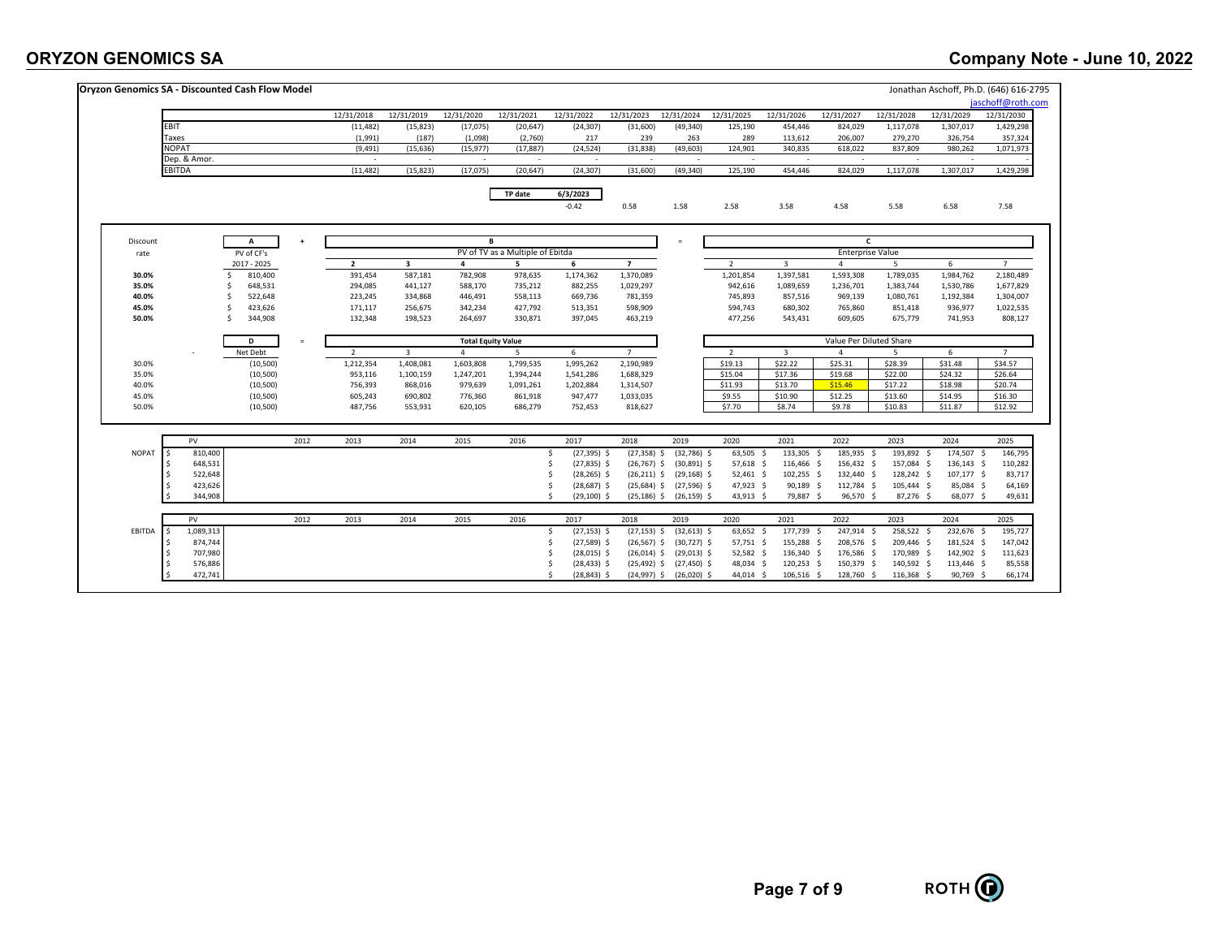## Oryzon Genomics SA - Discounted Cash Flow Model

Jonathan Aschoff, Ph.D. (646) 616-2795
jaschoff@roth.com

| | 12/31/2018 | 12/31/2019 | 12/31/2020 | 12/31/2021 | 12/31/2022 | 12/31/2023 | 12/31/2024 | 12/31/2025 | 12/31/2026 | 12/31/2027 | 12/31/2028 | 12/31/2029 | 12/31/2030 |
|---|---|---|---|---|---|---|---|---|---|---|---|---|---|
| EBIT | (11,482) | (15,823) | (17,075) | (20,647) | (24,307) | (31,600) | (49,340) | 125,190 | 454,446 | 824,029 | 1,117,078 | 1,307,017 | 1,429,298 |
| Taxes | (1,991) | (187) | (1,098) | (2,760) | 217 | 239 | 263 | 289 | 113,612 | 206,007 | 279,270 | 326,754 | 357,324 |
| NOPAT | (9,491) | (15,636) | (15,977) | (17,887) | (24,524) | (31,838) | (49,603) | 124,901 | 340,835 | 618,022 | 837,809 | 980,262 | 1,071,973 |
| Dep. & Amor. | - | - | - | - | - | - | - | - | - | - | - | - | - |
| EBITDA | (11,482) | (15,823) | (17,075) | (20,647) | (24,307) | (31,600) | (49,340) | 125,190 | 454,446 | 824,029 | 1,117,078 | 1,307,017 | 1,429,298 |

| TP date | 6/3/2023 | | | | | | | | |
|---|---|---|---|---|---|---|---|---|---|
| | -0.42 | 0.58 | 1.58 | 2.58 | 3.58 | 4.58 | 5.58 | 6.58 | 7.58 |

| Discount rate | A: PV of CF's 2017 - 2025 | + | B: PV of TV as a Multiple of Ebitda 2 | 3 | 4 | 5 | 6 | 7 | = | C: Enterprise Value 2 | 3 | 4 | 5 | 6 | 7 |
|---|---|---|---|---|---|---|---|---|---|---|---|---|---|---|---|
| 30.0% | $ 810,400 | | 391,454 | 587,181 | 782,908 | 978,635 | 1,174,362 | 1,370,089 | | 1,201,854 | 1,397,581 | 1,593,308 | 1,789,035 | 1,984,762 | 2,180,489 |
| 35.0% | $ 648,531 | | 294,085 | 441,127 | 588,170 | 735,212 | 882,255 | 1,029,297 | | 942,616 | 1,089,659 | 1,236,701 | 1,383,744 | 1,530,786 | 1,677,829 |
| 40.0% | $ 522,648 | | 223,245 | 334,868 | 446,491 | 558,113 | 669,736 | 781,359 | | 745,893 | 857,516 | 969,139 | 1,080,761 | 1,192,384 | 1,304,007 |
| 45.0% | $ 423,626 | | 171,117 | 256,675 | 342,234 | 427,792 | 513,351 | 598,909 | | 594,743 | 680,302 | 765,860 | 851,418 | 936,977 | 1,022,535 |
| 50.0% | $ 344,908 | | 132,348 | 198,523 | 264,697 | 330,871 | 397,045 | 463,219 | | 477,256 | 543,431 | 609,605 | 675,779 | 741,953 | 808,127 |

| | D: Net Debt | = | Total Equity Value 2 | 3 | 4 | 5 | 6 | 7 | | Value Per Diluted Share 2 | 3 | 4 | 5 | 6 | 7 |
|---|---|---|---|---|---|---|---|---|---|---|---|---|---|---|---|
| 30.0% | (10,500) | | 1,212,354 | 1,408,081 | 1,603,808 | 1,799,535 | 1,995,262 | 2,190,989 | | $19.13 | $22.22 | $25.31 | $28.39 | $31.48 | $34.57 |
| 35.0% | (10,500) | | 953,116 | 1,100,159 | 1,247,201 | 1,394,244 | 1,541,286 | 1,688,329 | | $15.04 | $17.36 | $19.68 | $22.00 | $24.32 | $26.64 |
| 40.0% | (10,500) | | 756,393 | 868,016 | 979,639 | 1,091,261 | 1,202,884 | 1,314,507 | | $11.93 | $13.70 | $15.46 | $17.22 | $18.98 | $20.74 |
| 45.0% | (10,500) | | 605,243 | 690,802 | 776,360 | 861,918 | 947,477 | 1,033,035 | | $9.55 | $10.90 | $12.25 | $13.60 | $14.95 | $16.30 |
| 50.0% | (10,500) | | 487,756 | 553,931 | 620,105 | 686,279 | 752,453 | 818,627 | | $7.70 | $8.74 | $9.78 | $10.83 | $11.87 | $12.92 |

| | PV | 2012 | 2013 | 2014 | 2015 | 2016 | 2017 | 2018 | 2019 | 2020 | 2021 | 2022 | 2023 | 2024 | 2025 |
|---|---|---|---|---|---|---|---|---|---|---|---|---|---|---|---|
| NOPAT | $ 810,400 | | | | | | $ (27,395) | $ (27,358) | $ (32,786) | $ 63,505 | $ 133,305 | $ 185,935 | $ 193,892 | $ 174,507 | $ 146,795 |
| | $ 648,531 | | | | | | $ (27,835) | $ (26,767) | $ (30,891) | $ 57,618 | $ 116,466 | $ 156,432 | $ 157,084 | $ 136,143 | $ 110,282 |
| | $ 522,648 | | | | | | $ (28,265) | $ (26,211) | $ (29,168) | $ 52,461 | $ 102,255 | $ 132,440 | $ 128,242 | $ 107,177 | $ 83,717 |
| | $ 423,626 | | | | | | $ (28,687) | $ (25,684) | $ (27,596) | $ 47,923 | $ 90,189 | $ 112,784 | $ 105,444 | $ 85,084 | $ 64,169 |
| | $ 344,908 | | | | | | $ (29,100) | $ (25,186) | $ (26,159) | $ 43,913 | $ 79,887 | $ 96,570 | $ 87,276 | $ 68,077 | $ 49,631 |

| | PV | 2012 | 2013 | 2014 | 2015 | 2016 | 2017 | 2018 | 2019 | 2020 | 2021 | 2022 | 2023 | 2024 | 2025 |
|---|---|---|---|---|---|---|---|---|---|---|---|---|---|---|---|
| EBITDA | $ 1,089,313 | | | | | | $ (27,153) | $ (27,153) | $ (32,613) | $ 63,652 | $ 177,739 | $ 247,914 | $ 258,522 | $ 232,676 | $ 195,727 |
| | $ 874,744 | | | | | | $ (27,589) | $ (26,567) | $ (30,727) | $ 57,751 | $ 155,288 | $ 208,576 | $ 209,446 | $ 181,524 | $ 147,042 |
| | $ 707,980 | | | | | | $ (28,015) | $ (26,014) | $ (29,013) | $ 52,582 | $ 136,340 | $ 176,586 | $ 170,989 | $ 142,902 | $ 111,623 |
| | $ 576,886 | | | | | | $ (28,433) | $ (25,492) | $ (27,450) | $ 48,034 | $ 120,253 | $ 150,379 | $ 140,592 | $ 113,446 | $ 85,558 |
| | $ 472,741 | | | | | | $ (28,843) | $ (24,997) | $ (26,020) | $ 44,014 | $ 106,516 | $ 128,760 | $ 116,368 | $ 90,769 | $ 66,174 |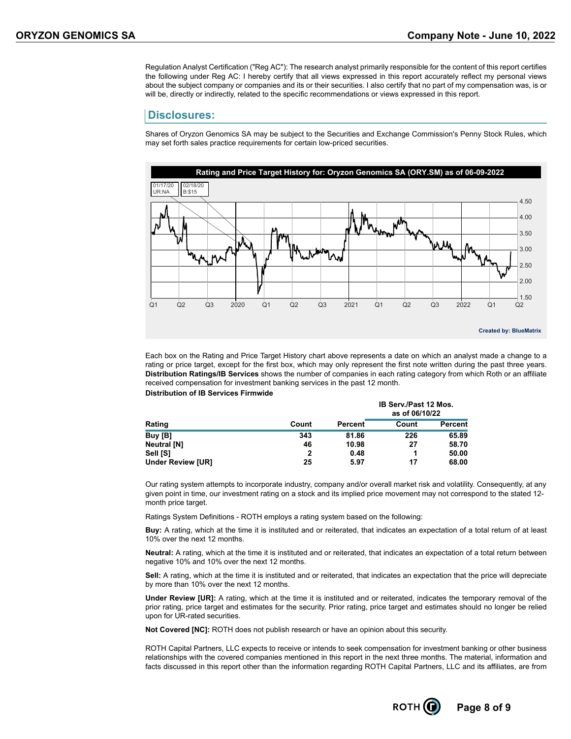Regulation Analyst Certification ("Reg AC"): The research analyst primarily responsible for the content of this report certifies the following under Reg AC: I hereby certify that all views expressed in this report accurately reflect my personal views about the subject company or companies and its or their securities. I also certify that no part of my compensation was, is or will be, directly or indirectly, related to the specific recommendations or views expressed in this report.

## Disclosures:

Shares of Oryzon Genomics SA may be subject to the Securities and Exchange Commission's Penny Stock Rules, which may set forth sales practice requirements for certain low-priced securities.

**Rating and Price Target History for: Oryzon Genomics SA (ORY.SM) as of 06-09-2022**

01/17/20 UR:NA | 02/18/20 B:$15

Created by: BlueMatrix

Each box on the Rating and Price Target History chart above represents a date on which an analyst made a change to a rating or price target, except for the first box, which may only represent the first note written during the past three years. **Distribution Ratings/IB Services** shows the number of companies in each rating category from which Roth or an affiliate received compensation for investment banking services in the past 12 month.

**Distribution of IB Services Firmwide**

| | | | IB Serv./Past 12 Mos. as of 06/10/22 | |
|---|---|---|---|---|
| **Rating** | **Count** | **Percent** | **Count** | **Percent** |
| **Buy [B]** | **343** | **81.86** | **226** | **65.89** |
| **Neutral [N]** | **46** | **10.98** | **27** | **58.70** |
| **Sell [S]** | **2** | **0.48** | **1** | **50.00** |
| **Under Review [UR]** | **25** | **5.97** | **17** | **68.00** |

Our rating system attempts to incorporate industry, company and/or overall market risk and volatility. Consequently, at any given point in time, our investment rating on a stock and its implied price movement may not correspond to the stated 12-month price target.

Ratings System Definitions - ROTH employs a rating system based on the following:

**Buy:** A rating, which at the time it is instituted and or reiterated, that indicates an expectation of a total return of at least 10% over the next 12 months.

**Neutral:** A rating, which at the time it is instituted and or reiterated, that indicates an expectation of a total return between negative 10% and 10% over the next 12 months.

**Sell:** A rating, which at the time it is instituted and or reiterated, that indicates an expectation that the price will depreciate by more than 10% over the next 12 months.

**Under Review [UR]:** A rating, which at the time it is instituted and or reiterated, indicates the temporary removal of the prior rating, price target and estimates for the security. Prior rating, price target and estimates should no longer be relied upon for UR-rated securities.

**Not Covered [NC]:** ROTH does not publish research or have an opinion about this security.

ROTH Capital Partners, LLC expects to receive or intends to seek compensation for investment banking or other business relationships with the covered companies mentioned in this report in the next three months. The material, information and facts discussed in this report other than the information regarding ROTH Capital Partners, LLC and its affiliates, are from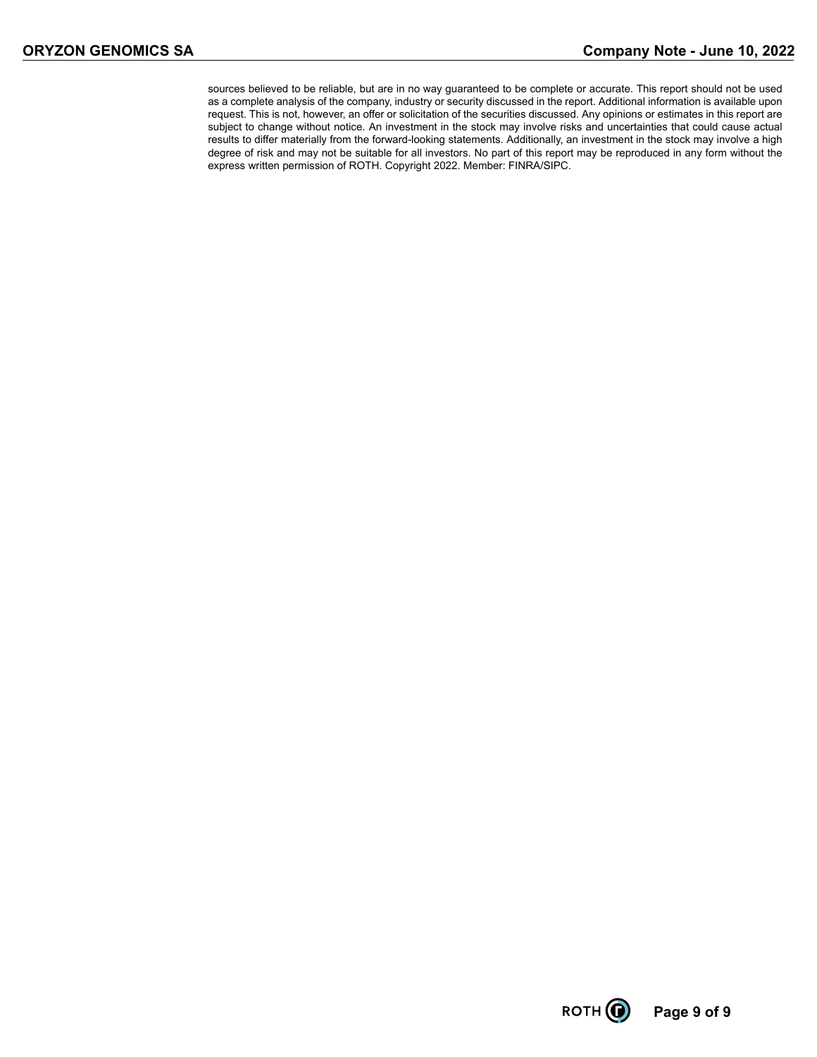sources believed to be reliable, but are in no way guaranteed to be complete or accurate. This report should not be used as a complete analysis of the company, industry or security discussed in the report. Additional information is available upon request. This is not, however, an offer or solicitation of the securities discussed. Any opinions or estimates in this report are subject to change without notice. An investment in the stock may involve risks and uncertainties that could cause actual results to differ materially from the forward-looking statements. Additionally, an investment in the stock may involve a high degree of risk and may not be suitable for all investors. No part of this report may be reproduced in any form without the express written permission of ROTH. Copyright 2022. Member: FINRA/SIPC.